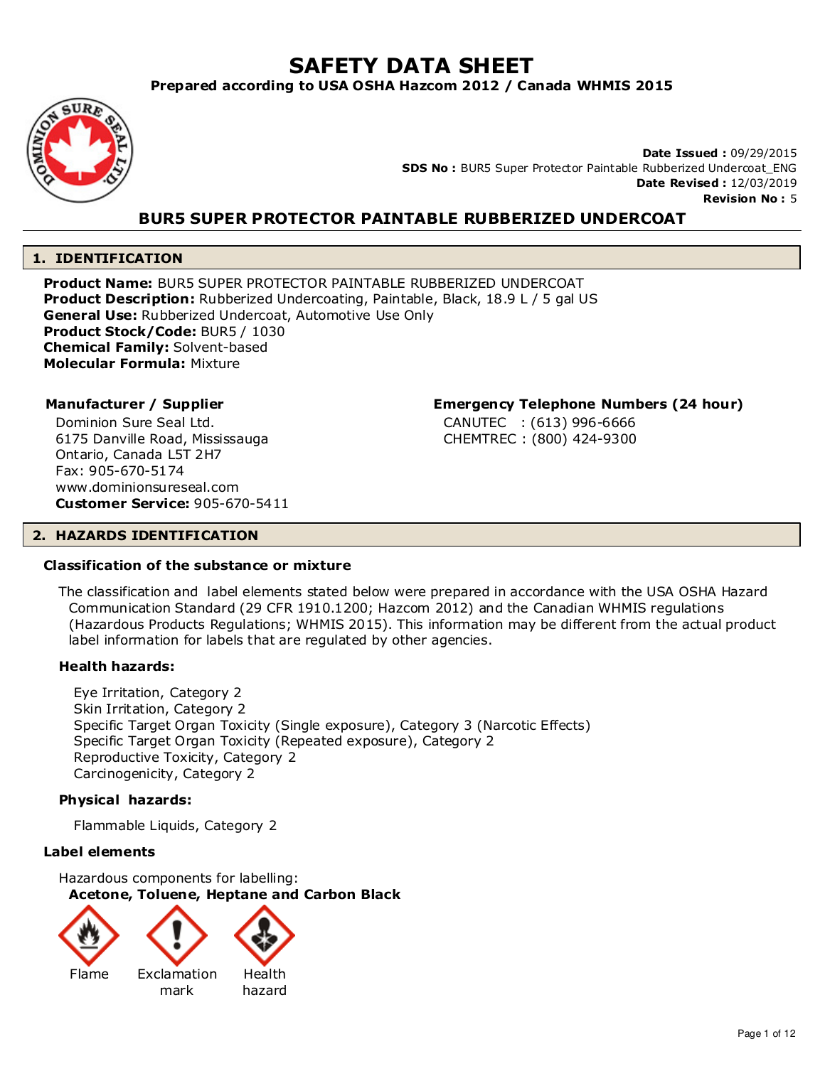# SAFETY DATA SHEET

**Prepared according to USA OSHA Hazcom 2012 / Canada WHMIS 2015**

**Date Issued :** 09/29/2015
**SDS No :** BUR5 Super Protector Paintable Rubberized Undercoat_ENG
**Date Revised :** 12/03/2019
**Revision No :** 5

## BUR5 SUPER PROTECTOR PAINTABLE RUBBERIZED UNDERCOAT

## 1. IDENTIFICATION

**Product Name:** BUR5 SUPER PROTECTOR PAINTABLE RUBBERIZED UNDERCOAT
**Product Description:** Rubberized Undercoating, Paintable, Black, 18.9 L / 5 gal US
**General Use:** Rubberized Undercoat, Automotive Use Only
**Product Stock/Code:** BUR5 / 1030
**Chemical Family:** Solvent-based
**Molecular Formula:** Mixture

**Manufacturer / Supplier**

Dominion Sure Seal Ltd.
6175 Danville Road, Mississauga
Ontario, Canada L5T 2H7
Fax: 905-670-5174
www.dominionsureseal.com
**Customer Service:** 905-670-5411

**Emergency Telephone Numbers (24 hour)**

CANUTEC : (613) 996-6666
CHEMTREC : (800) 424-9300

## 2. HAZARDS IDENTIFICATION

### Classification of the substance or mixture

The classification and label elements stated below were prepared in accordance with the USA OSHA Hazard Communication Standard (29 CFR 1910.1200; Hazcom 2012) and the Canadian WHMIS regulations (Hazardous Products Regulations; WHMIS 2015). This information may be different from the actual product label information for labels that are regulated by other agencies.

**Health hazards:**

Eye Irritation, Category 2
Skin Irritation, Category 2
Specific Target Organ Toxicity (Single exposure), Category 3 (Narcotic Effects)
Specific Target Organ Toxicity (Repeated exposure), Category 2
Reproductive Toxicity, Category 2
Carcinogenicity, Category 2

**Physical hazards:**

Flammable Liquids, Category 2

### Label elements

Hazardous components for labelling:
**Acetone, Toluene, Heptane and Carbon Black**

Flame | Exclamation mark | Health hazard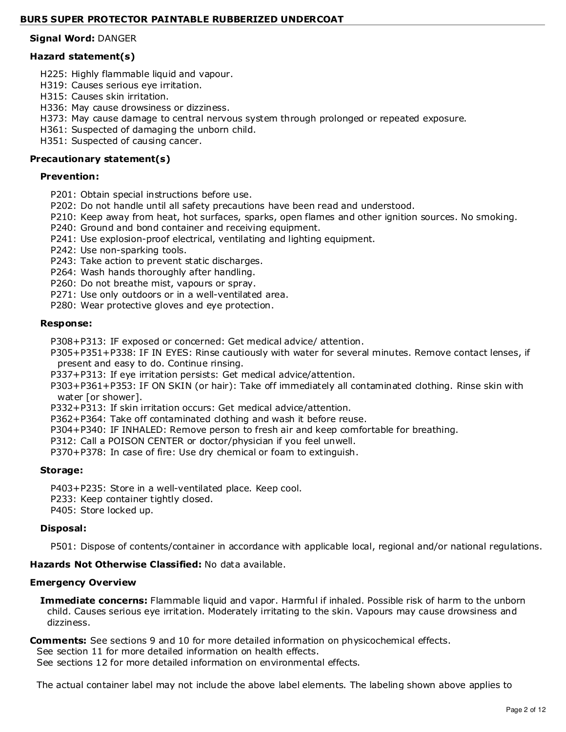**Signal Word:** DANGER

**Hazard statement(s)**

H225: Highly flammable liquid and vapour.
H319: Causes serious eye irritation.
H315: Causes skin irritation.
H336: May cause drowsiness or dizziness.
H373: May cause damage to central nervous system through prolonged or repeated exposure.
H361: Suspected of damaging the unborn child.
H351: Suspected of causing cancer.

**Precautionary statement(s)**

**Prevention:**

P201: Obtain special instructions before use.
P202: Do not handle until all safety precautions have been read and understood.
P210: Keep away from heat, hot surfaces, sparks, open flames and other ignition sources. No smoking.
P240: Ground and bond container and receiving equipment.
P241: Use explosion-proof electrical, ventilating and lighting equipment.
P242: Use non-sparking tools.
P243: Take action to prevent static discharges.
P264: Wash hands thoroughly after handling.
P260: Do not breathe mist, vapours or spray.
P271: Use only outdoors or in a well-ventilated area.
P280: Wear protective gloves and eye protection.

**Response:**

P308+P313: IF exposed or concerned: Get medical advice/ attention.
P305+P351+P338: IF IN EYES: Rinse cautiously with water for several minutes. Remove contact lenses, if present and easy to do. Continue rinsing.
P337+P313: If eye irritation persists: Get medical advice/attention.
P303+P361+P353: IF ON SKIN (or hair): Take off immediately all contaminated clothing. Rinse skin with water [or shower].
P332+P313: If skin irritation occurs: Get medical advice/attention.
P362+P364: Take off contaminated clothing and wash it before reuse.
P304+P340: IF INHALED: Remove person to fresh air and keep comfortable for breathing.
P312: Call a POISON CENTER or doctor/physician if you feel unwell.
P370+P378: In case of fire: Use dry chemical or foam to extinguish.

**Storage:**

P403+P235: Store in a well-ventilated place. Keep cool.
P233: Keep container tightly closed.
P405: Store locked up.

**Disposal:**

P501: Dispose of contents/container in accordance with applicable local, regional and/or national regulations.

**Hazards Not Otherwise Classified:** No data available.

**Emergency Overview**

**Immediate concerns:** Flammable liquid and vapor. Harmful if inhaled. Possible risk of harm to the unborn child. Causes serious eye irritation. Moderately irritating to the skin. Vapours may cause drowsiness and dizziness.

**Comments:** See sections 9 and 10 for more detailed information on physicochemical effects.
See section 11 for more detailed information on health effects.
See sections 12 for more detailed information on environmental effects.

The actual container label may not include the above label elements. The labeling shown above applies to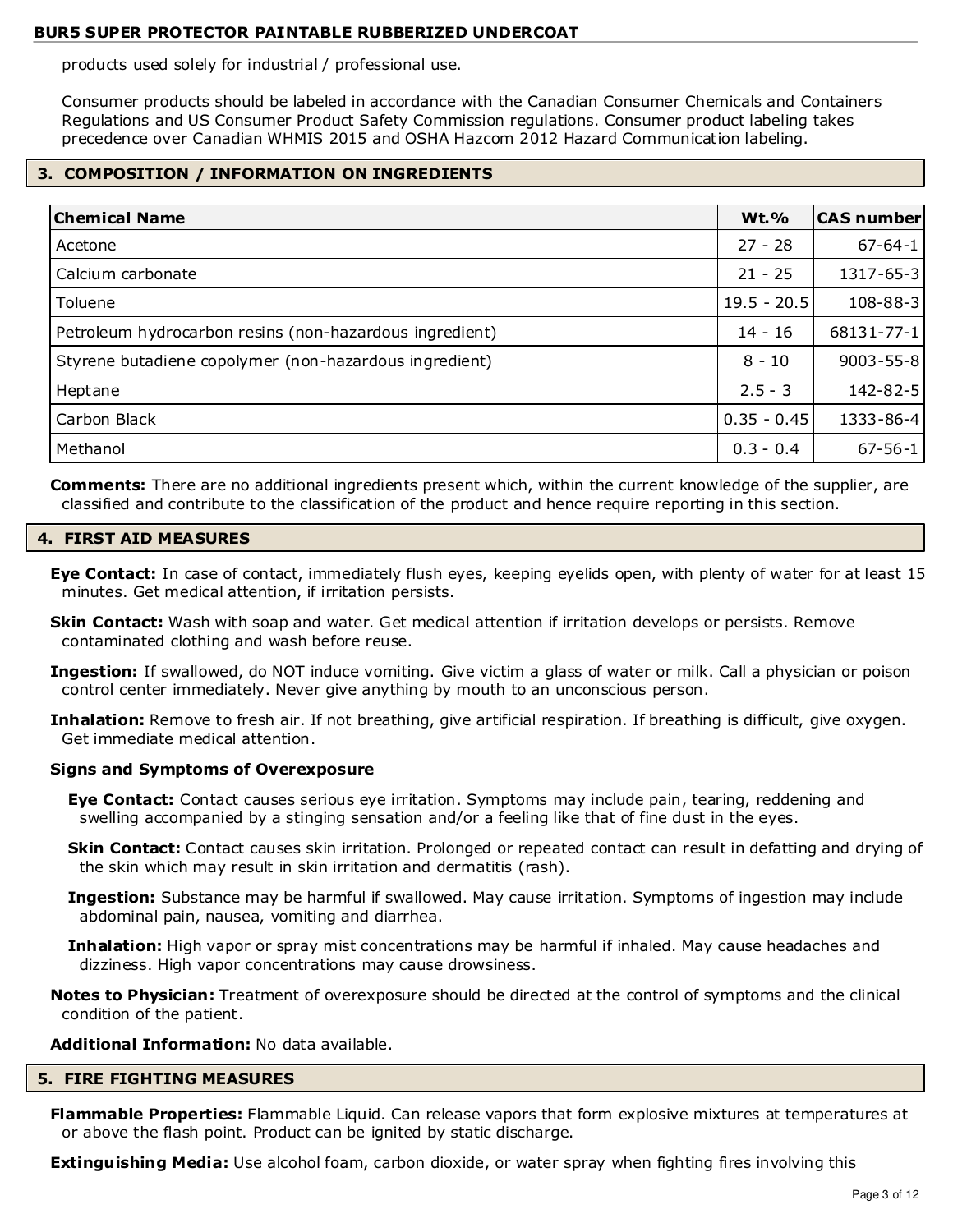products used solely for industrial / professional use.

Consumer products should be labeled in accordance with the Canadian Consumer Chemicals and Containers Regulations and US Consumer Product Safety Commission regulations. Consumer product labeling takes precedence over Canadian WHMIS 2015 and OSHA Hazcom 2012 Hazard Communication labeling.

## 3. COMPOSITION / INFORMATION ON INGREDIENTS

| Chemical Name | Wt.% | CAS number |
|---|---|---|
| Acetone | 27 - 28 | 67-64-1 |
| Calcium carbonate | 21 - 25 | 1317-65-3 |
| Toluene | 19.5 - 20.5 | 108-88-3 |
| Petroleum hydrocarbon resins (non-hazardous ingredient) | 14 - 16 | 68131-77-1 |
| Styrene butadiene copolymer (non-hazardous ingredient) | 8 - 10 | 9003-55-8 |
| Heptane | 2.5 - 3 | 142-82-5 |
| Carbon Black | 0.35 - 0.45 | 1333-86-4 |
| Methanol | 0.3 - 0.4 | 67-56-1 |

**Comments:** There are no additional ingredients present which, within the current knowledge of the supplier, are classified and contribute to the classification of the product and hence require reporting in this section.

## 4. FIRST AID MEASURES

**Eye Contact:** In case of contact, immediately flush eyes, keeping eyelids open, with plenty of water for at least 15 minutes. Get medical attention, if irritation persists.

**Skin Contact:** Wash with soap and water. Get medical attention if irritation develops or persists. Remove contaminated clothing and wash before reuse.

**Ingestion:** If swallowed, do NOT induce vomiting. Give victim a glass of water or milk. Call a physician or poison control center immediately. Never give anything by mouth to an unconscious person.

**Inhalation:** Remove to fresh air. If not breathing, give artificial respiration. If breathing is difficult, give oxygen. Get immediate medical attention.

**Signs and Symptoms of Overexposure**

**Eye Contact:** Contact causes serious eye irritation. Symptoms may include pain, tearing, reddening and swelling accompanied by a stinging sensation and/or a feeling like that of fine dust in the eyes.

**Skin Contact:** Contact causes skin irritation. Prolonged or repeated contact can result in defatting and drying of the skin which may result in skin irritation and dermatitis (rash).

**Ingestion:** Substance may be harmful if swallowed. May cause irritation. Symptoms of ingestion may include abdominal pain, nausea, vomiting and diarrhea.

**Inhalation:** High vapor or spray mist concentrations may be harmful if inhaled. May cause headaches and dizziness. High vapor concentrations may cause drowsiness.

**Notes to Physician:** Treatment of overexposure should be directed at the control of symptoms and the clinical condition of the patient.

**Additional Information:** No data available.

## 5. FIRE FIGHTING MEASURES

**Flammable Properties:** Flammable Liquid. Can release vapors that form explosive mixtures at temperatures at or above the flash point. Product can be ignited by static discharge.

**Extinguishing Media:** Use alcohol foam, carbon dioxide, or water spray when fighting fires involving this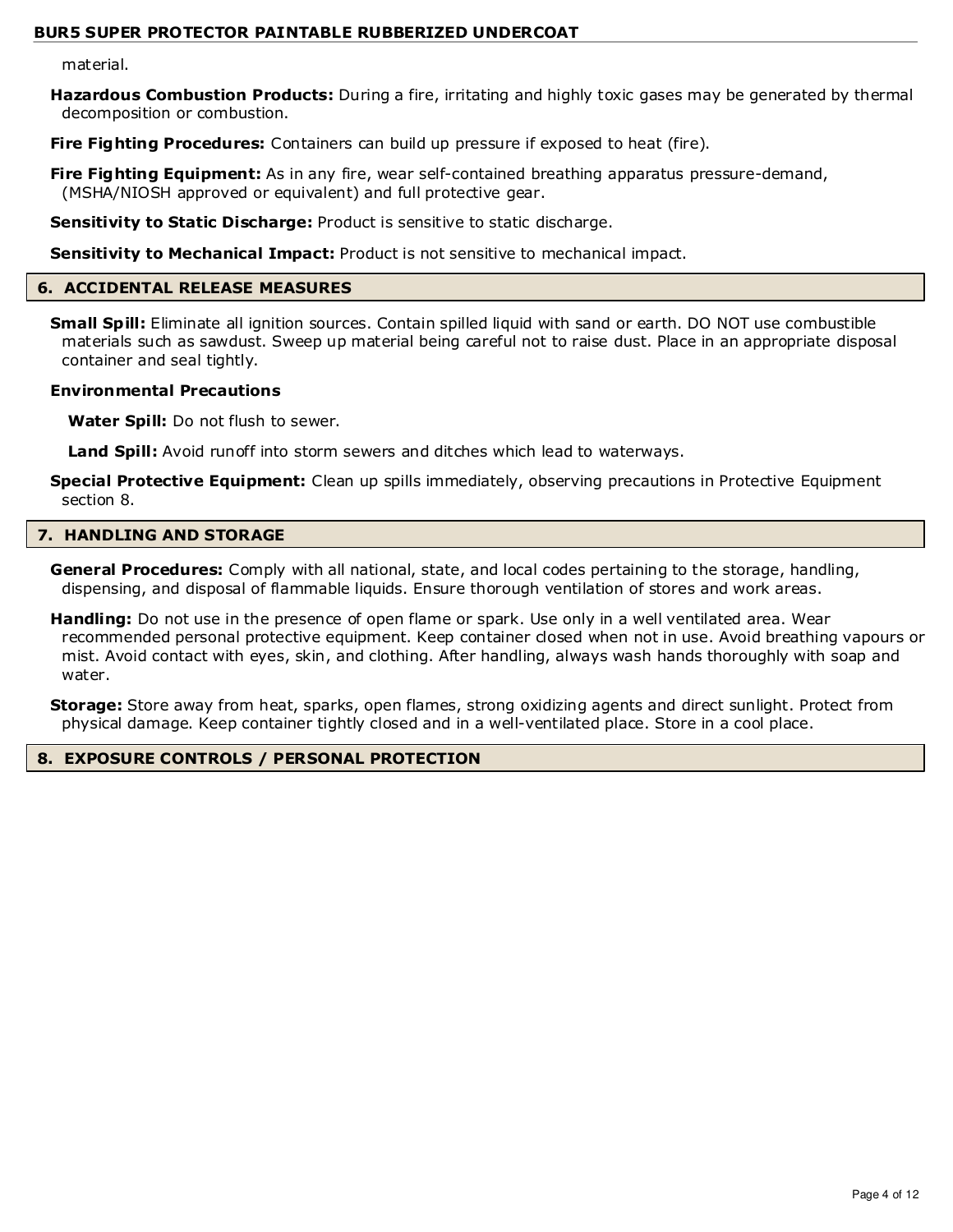material.

**Hazardous Combustion Products:** During a fire, irritating and highly toxic gases may be generated by thermal decomposition or combustion.

**Fire Fighting Procedures:** Containers can build up pressure if exposed to heat (fire).

**Fire Fighting Equipment:** As in any fire, wear self-contained breathing apparatus pressure-demand, (MSHA/NIOSH approved or equivalent) and full protective gear.

**Sensitivity to Static Discharge:** Product is sensitive to static discharge.

**Sensitivity to Mechanical Impact:** Product is not sensitive to mechanical impact.

## 6. ACCIDENTAL RELEASE MEASURES

**Small Spill:** Eliminate all ignition sources. Contain spilled liquid with sand or earth. DO NOT use combustible materials such as sawdust. Sweep up material being careful not to raise dust. Place in an appropriate disposal container and seal tightly.

**Environmental Precautions**

**Water Spill:** Do not flush to sewer.

**Land Spill:** Avoid runoff into storm sewers and ditches which lead to waterways.

**Special Protective Equipment:** Clean up spills immediately, observing precautions in Protective Equipment section 8.

## 7. HANDLING AND STORAGE

**General Procedures:** Comply with all national, state, and local codes pertaining to the storage, handling, dispensing, and disposal of flammable liquids. Ensure thorough ventilation of stores and work areas.

**Handling:** Do not use in the presence of open flame or spark. Use only in a well ventilated area. Wear recommended personal protective equipment. Keep container closed when not in use. Avoid breathing vapours or mist. Avoid contact with eyes, skin, and clothing. After handling, always wash hands thoroughly with soap and water.

**Storage:** Store away from heat, sparks, open flames, strong oxidizing agents and direct sunlight. Protect from physical damage. Keep container tightly closed and in a well-ventilated place. Store in a cool place.

## 8. EXPOSURE CONTROLS / PERSONAL PROTECTION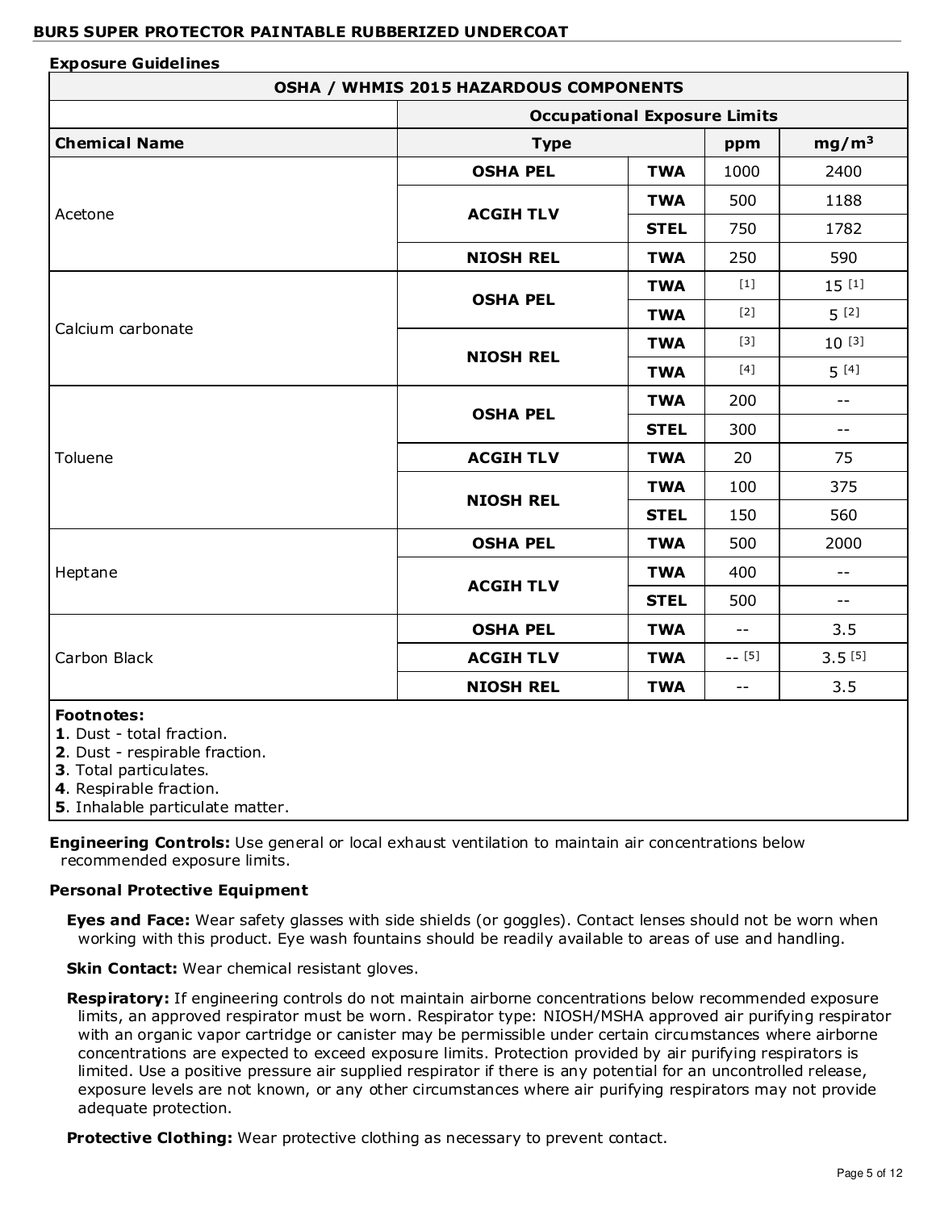**BUR5 SUPER PROTECTOR PAINTABLE RUBBERIZED UNDERCOAT**

**Exposure Guidelines**

| OSHA / WHMIS 2015 HAZARDOUS COMPONENTS | | | | |
|---|---|---|---|---|
| | Occupational Exposure Limits | | | |
| **Chemical Name** | **Type** | | **ppm** | **mg/m³** |
| Acetone | **OSHA PEL** | **TWA** | 1000 | 2400 |
| | **ACGIH TLV** | **TWA** | 500 | 1188 |
| | | **STEL** | 750 | 1782 |
| | **NIOSH REL** | **TWA** | 250 | 590 |
| Calcium carbonate | **OSHA PEL** | **TWA** | [1] | 15 [1] |
| | | **TWA** | [2] | 5 [2] |
| | **NIOSH REL** | **TWA** | [3] | 10 [3] |
| | | **TWA** | [4] | 5 [4] |
| Toluene | **OSHA PEL** | **TWA** | 200 | -- |
| | | **STEL** | 300 | -- |
| | **ACGIH TLV** | **TWA** | 20 | 75 |
| | **NIOSH REL** | **TWA** | 100 | 375 |
| | | **STEL** | 150 | 560 |
| Heptane | **OSHA PEL** | **TWA** | 500 | 2000 |
| | **ACGIH TLV** | **TWA** | 400 | -- |
| | | **STEL** | 500 | -- |
| Carbon Black | **OSHA PEL** | **TWA** | -- | 3.5 |
| | **ACGIH TLV** | **TWA** | -- [5] | 3.5 [5] |
| | **NIOSH REL** | **TWA** | -- | 3.5 |

**Footnotes:**
**1**. Dust - total fraction.
**2**. Dust - respirable fraction.
**3**. Total particulates.
**4**. Respirable fraction.
**5**. Inhalable particulate matter.

**Engineering Controls:** Use general or local exhaust ventilation to maintain air concentrations below recommended exposure limits.

**Personal Protective Equipment**

**Eyes and Face:** Wear safety glasses with side shields (or goggles). Contact lenses should not be worn when working with this product. Eye wash fountains should be readily available to areas of use and handling.

**Skin Contact:** Wear chemical resistant gloves.

**Respiratory:** If engineering controls do not maintain airborne concentrations below recommended exposure limits, an approved respirator must be worn. Respirator type: NIOSH/MSHA approved air purifying respirator with an organic vapor cartridge or canister may be permissible under certain circumstances where airborne concentrations are expected to exceed exposure limits. Protection provided by air purifying respirators is limited. Use a positive pressure air supplied respirator if there is any potential for an uncontrolled release, exposure levels are not known, or any other circumstances where air purifying respirators may not provide adequate protection.

**Protective Clothing:** Wear protective clothing as necessary to prevent contact.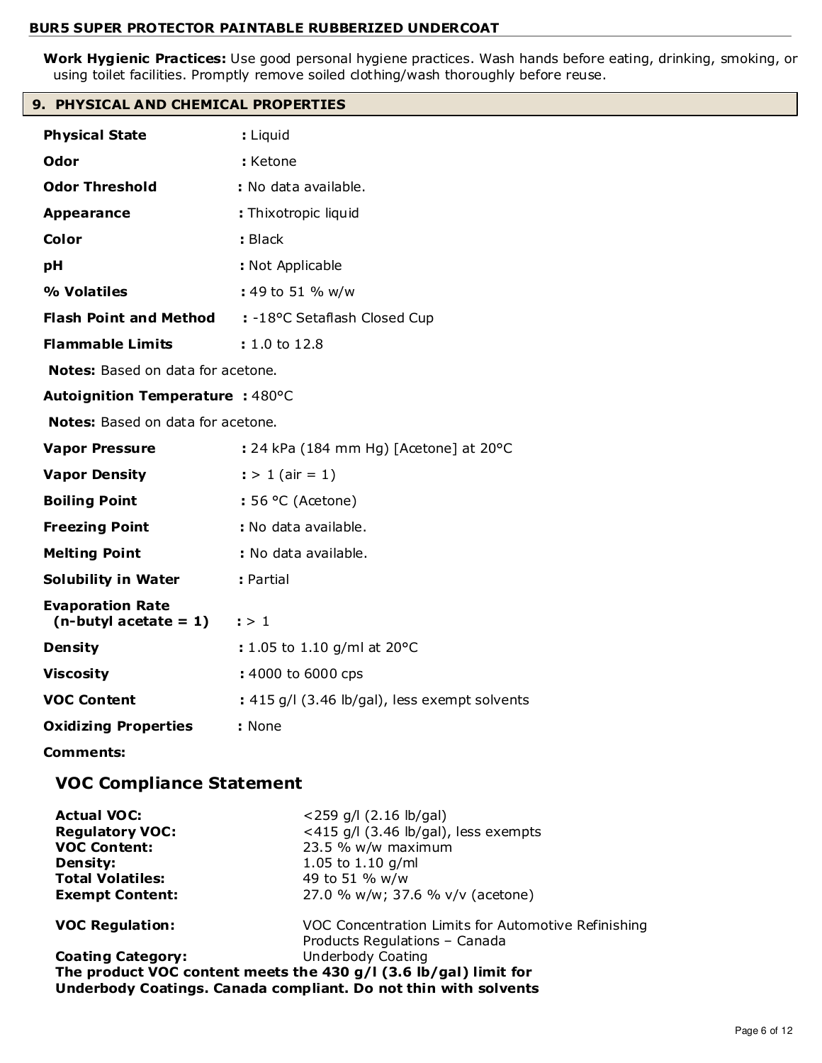**Work Hygienic Practices:** Use good personal hygiene practices. Wash hands before eating, drinking, smoking, or using toilet facilities. Promptly remove soiled clothing/wash thoroughly before reuse.

## 9. PHYSICAL AND CHEMICAL PROPERTIES

**Physical State** : Liquid

**Odor** : Ketone

**Odor Threshold** : No data available.

**Appearance** : Thixotropic liquid

**Color** : Black

**pH** : Not Applicable

**% Volatiles** : 49 to 51 % w/w

**Flash Point and Method** : -18°C Setaflash Closed Cup

**Flammable Limits** : 1.0 to 12.8

**Notes:** Based on data for acetone.

**Autoignition Temperature** : 480°C

**Notes:** Based on data for acetone.

**Vapor Pressure** : 24 kPa (184 mm Hg) [Acetone] at 20°C

**Vapor Density** : > 1 (air = 1)

**Boiling Point** : 56 °C (Acetone)

**Freezing Point** : No data available.

**Melting Point** : No data available.

**Solubility in Water** : Partial

**Evaporation Rate (n-butyl acetate = 1)** : > 1

**Density** : 1.05 to 1.10 g/ml at 20°C

**Viscosity** : 4000 to 6000 cps

**VOC Content** : 415 g/l (3.46 lb/gal), less exempt solvents

**Oxidizing Properties** : None

**Comments:**

### VOC Compliance Statement

| | |
|---|---|
| **Actual VOC:** | <259 g/l (2.16 lb/gal) |
| **Regulatory VOC:** | <415 g/l (3.46 lb/gal), less exempts |
| **VOC Content:** | 23.5 % w/w maximum |
| **Density:** | 1.05 to 1.10 g/ml |
| **Total Volatiles:** | 49 to 51 % w/w |
| **Exempt Content:** | 27.0 % w/w; 37.6 % v/v (acetone) |
| **VOC Regulation:** | VOC Concentration Limits for Automotive Refinishing Products Regulations – Canada |
| **Coating Category:** | Underbody Coating |

**The product VOC content meets the 430 g/l (3.6 lb/gal) limit for Underbody Coatings. Canada compliant. Do not thin with solvents**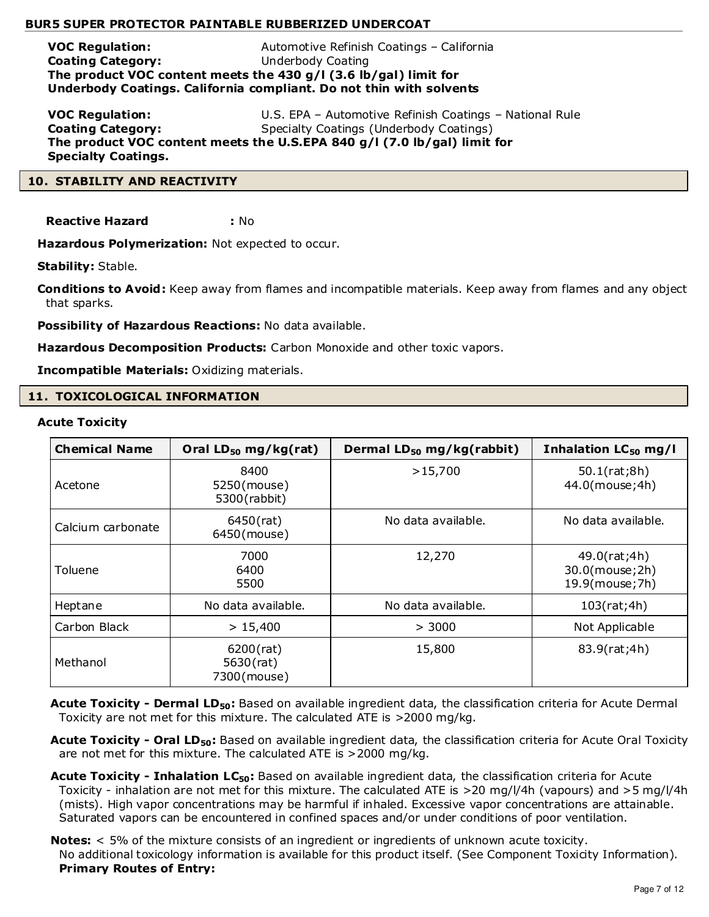**VOC Regulation:** Automotive Refinish Coatings – California
**Coating Category:** Underbody Coating
**The product VOC content meets the 430 g/l (3.6 lb/gal) limit for Underbody Coatings. California compliant. Do not thin with solvents**

**VOC Regulation:** U.S. EPA – Automotive Refinish Coatings – National Rule
**Coating Category:** Specialty Coatings (Underbody Coatings)
**The product VOC content meets the U.S.EPA 840 g/l (7.0 lb/gal) limit for Specialty Coatings.**

## 10. STABILITY AND REACTIVITY

**Reactive Hazard :** No

**Hazardous Polymerization:** Not expected to occur.

**Stability:** Stable.

**Conditions to Avoid:** Keep away from flames and incompatible materials. Keep away from flames and any object that sparks.

**Possibility of Hazardous Reactions:** No data available.

**Hazardous Decomposition Products:** Carbon Monoxide and other toxic vapors.

**Incompatible Materials:** Oxidizing materials.

## 11. TOXICOLOGICAL INFORMATION

**Acute Toxicity**

| Chemical Name | Oral $LD_{50}$ mg/kg(rat) | Dermal $LD_{50}$ mg/kg(rabbit) | Inhalation $LC_{50}$ mg/l |
|---|---|---|---|
| Acetone | 8400<br>5250(mouse)<br>5300(rabbit) | >15,700 | 50.1(rat;8h)<br>44.0(mouse;4h) |
| Calcium carbonate | 6450(rat)<br>6450(mouse) | No data available. | No data available. |
| Toluene | 7000<br>6400<br>5500 | 12,270 | 49.0(rat;4h)<br>30.0(mouse;2h)<br>19.9(mouse;7h) |
| Heptane | No data available. | No data available. | 103(rat;4h) |
| Carbon Black | > 15,400 | > 3000 | Not Applicable |
| Methanol | 6200(rat)<br>5630(rat)<br>7300(mouse) | 15,800 | 83.9(rat;4h) |

**Acute Toxicity - Dermal $LD_{50}$:** Based on available ingredient data, the classification criteria for Acute Dermal Toxicity are not met for this mixture. The calculated ATE is >2000 mg/kg.

**Acute Toxicity - Oral $LD_{50}$:** Based on available ingredient data, the classification criteria for Acute Oral Toxicity are not met for this mixture. The calculated ATE is >2000 mg/kg.

**Acute Toxicity - Inhalation $LC_{50}$:** Based on available ingredient data, the classification criteria for Acute Toxicity - inhalation are not met for this mixture. The calculated ATE is >20 mg/l/4h (vapours) and >5 mg/l/4h (mists). High vapor concentrations may be harmful if inhaled. Excessive vapor concentrations are attainable. Saturated vapors can be encountered in confined spaces and/or under conditions of poor ventilation.

**Notes:** < 5% of the mixture consists of an ingredient or ingredients of unknown acute toxicity.
No additional toxicology information is available for this product itself. (See Component Toxicity Information).
**Primary Routes of Entry:**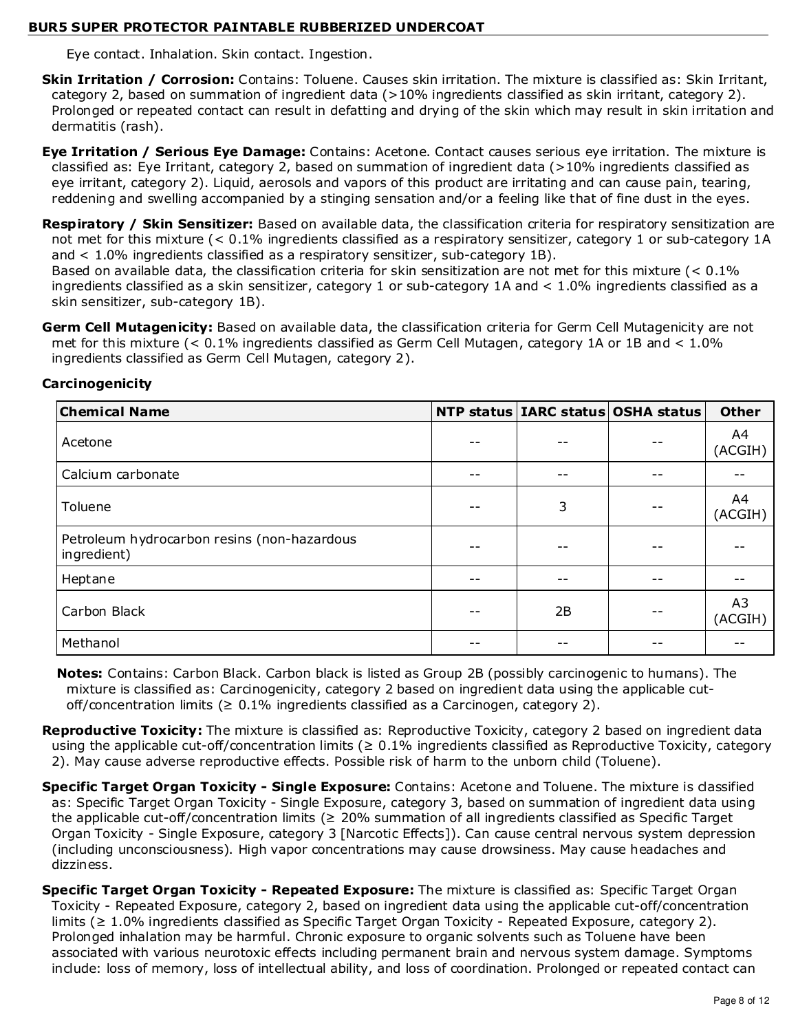Eye contact. Inhalation. Skin contact. Ingestion.

**Skin Irritation / Corrosion:** Contains: Toluene. Causes skin irritation. The mixture is classified as: Skin Irritant, category 2, based on summation of ingredient data (>10% ingredients classified as skin irritant, category 2). Prolonged or repeated contact can result in defatting and drying of the skin which may result in skin irritation and dermatitis (rash).

**Eye Irritation / Serious Eye Damage:** Contains: Acetone. Contact causes serious eye irritation. The mixture is classified as: Eye Irritant, category 2, based on summation of ingredient data (>10% ingredients classified as eye irritant, category 2). Liquid, aerosols and vapors of this product are irritating and can cause pain, tearing, reddening and swelling accompanied by a stinging sensation and/or a feeling like that of fine dust in the eyes.

**Respiratory / Skin Sensitizer:** Based on available data, the classification criteria for respiratory sensitization are not met for this mixture (< 0.1% ingredients classified as a respiratory sensitizer, category 1 or sub-category 1A and < 1.0% ingredients classified as a respiratory sensitizer, sub-category 1B).
Based on available data, the classification criteria for skin sensitization are not met for this mixture (< 0.1% ingredients classified as a skin sensitizer, category 1 or sub-category 1A and < 1.0% ingredients classified as a skin sensitizer, sub-category 1B).

**Germ Cell Mutagenicity:** Based on available data, the classification criteria for Germ Cell Mutagenicity are not met for this mixture (< 0.1% ingredients classified as Germ Cell Mutagen, category 1A or 1B and < 1.0% ingredients classified as Germ Cell Mutagen, category 2).

**Carcinogenicity**

| Chemical Name | NTP status | IARC status | OSHA status | Other |
|---|---|---|---|---|
| Acetone | -- | -- | -- | A4 (ACGIH) |
| Calcium carbonate | -- | -- | -- | -- |
| Toluene | -- | 3 | -- | A4 (ACGIH) |
| Petroleum hydrocarbon resins (non-hazardous ingredient) | -- | -- | -- | -- |
| Heptane | -- | -- | -- | -- |
| Carbon Black | -- | 2B | -- | A3 (ACGIH) |
| Methanol | -- | -- | -- | -- |

**Notes:** Contains: Carbon Black. Carbon black is listed as Group 2B (possibly carcinogenic to humans). The mixture is classified as: Carcinogenicity, category 2 based on ingredient data using the applicable cut-off/concentration limits (≥ 0.1% ingredients classified as a Carcinogen, category 2).

**Reproductive Toxicity:** The mixture is classified as: Reproductive Toxicity, category 2 based on ingredient data using the applicable cut-off/concentration limits (≥ 0.1% ingredients classified as Reproductive Toxicity, category 2). May cause adverse reproductive effects. Possible risk of harm to the unborn child (Toluene).

**Specific Target Organ Toxicity - Single Exposure:** Contains: Acetone and Toluene. The mixture is classified as: Specific Target Organ Toxicity - Single Exposure, category 3, based on summation of ingredient data using the applicable cut-off/concentration limits (≥ 20% summation of all ingredients classified as Specific Target Organ Toxicity - Single Exposure, category 3 [Narcotic Effects]). Can cause central nervous system depression (including unconsciousness). High vapor concentrations may cause drowsiness. May cause headaches and dizziness.

**Specific Target Organ Toxicity - Repeated Exposure:** The mixture is classified as: Specific Target Organ Toxicity - Repeated Exposure, category 2, based on ingredient data using the applicable cut-off/concentration limits (≥ 1.0% ingredients classified as Specific Target Organ Toxicity - Repeated Exposure, category 2). Prolonged inhalation may be harmful. Chronic exposure to organic solvents such as Toluene have been associated with various neurotoxic effects including permanent brain and nervous system damage. Symptoms include: loss of memory, loss of intellectual ability, and loss of coordination. Prolonged or repeated contact can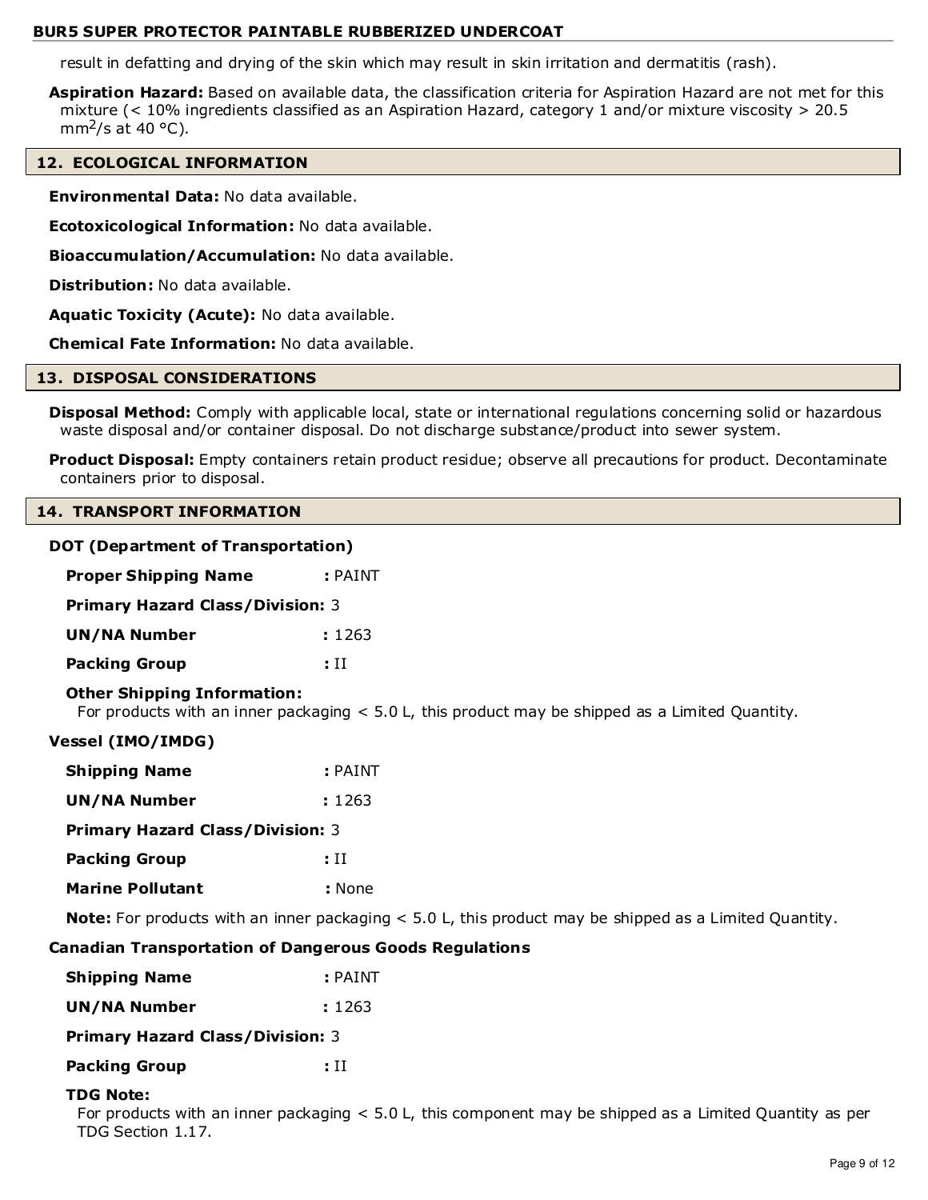result in defatting and drying of the skin which may result in skin irritation and dermatitis (rash).

**Aspiration Hazard:** Based on available data, the classification criteria for Aspiration Hazard are not met for this mixture (< 10% ingredients classified as an Aspiration Hazard, category 1 and/or mixture viscosity > 20.5 $mm^2/s$ at 40 °C).

## 12. ECOLOGICAL INFORMATION

**Environmental Data:** No data available.

**Ecotoxicological Information:** No data available.

**Bioaccumulation/Accumulation:** No data available.

**Distribution:** No data available.

**Aquatic Toxicity (Acute):** No data available.

**Chemical Fate Information:** No data available.

## 13. DISPOSAL CONSIDERATIONS

**Disposal Method:** Comply with applicable local, state or international regulations concerning solid or hazardous waste disposal and/or container disposal. Do not discharge substance/product into sewer system.

**Product Disposal:** Empty containers retain product residue; observe all precautions for product. Decontaminate containers prior to disposal.

## 14. TRANSPORT INFORMATION

### DOT (Department of Transportation)

**Proper Shipping Name** : PAINT

**Primary Hazard Class/Division:** 3

**UN/NA Number** : 1263

**Packing Group** : II

**Other Shipping Information:**
For products with an inner packaging < 5.0 L, this product may be shipped as a Limited Quantity.

### Vessel (IMO/IMDG)

**Shipping Name** : PAINT

**UN/NA Number** : 1263

**Primary Hazard Class/Division:** 3

**Packing Group** : II

**Marine Pollutant** : None

**Note:** For products with an inner packaging < 5.0 L, this product may be shipped as a Limited Quantity.

### Canadian Transportation of Dangerous Goods Regulations

**Shipping Name** : PAINT

**UN/NA Number** : 1263

**Primary Hazard Class/Division:** 3

**Packing Group** : II

**TDG Note:**
For products with an inner packaging < 5.0 L, this component may be shipped as a Limited Quantity as per TDG Section 1.17.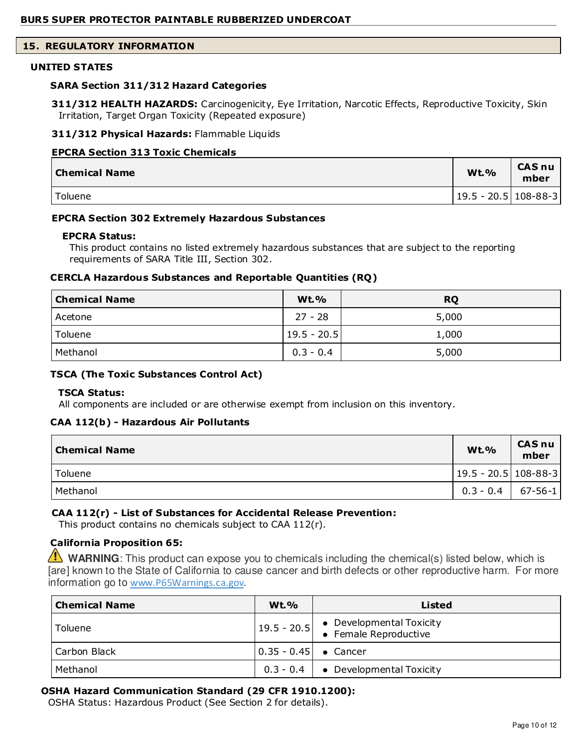## 15. REGULATORY INFORMATION

### UNITED STATES

#### SARA Section 311/312 Hazard Categories

**311/312 HEALTH HAZARDS:** Carcinogenicity, Eye Irritation, Narcotic Effects, Reproductive Toxicity, Skin Irritation, Target Organ Toxicity (Repeated exposure)

**311/312 Physical Hazards:** Flammable Liquids

**EPCRA Section 313 Toxic Chemicals**

| Chemical Name | Wt.% | CAS number |
|---|---|---|
| Toluene | 19.5 - 20.5 | 108-88-3 |

**EPCRA Section 302 Extremely Hazardous Substances**

**EPCRA Status:**
This product contains no listed extremely hazardous substances that are subject to the reporting requirements of SARA Title III, Section 302.

#### CERCLA Hazardous Substances and Reportable Quantities (RQ)

| Chemical Name | Wt.% | RQ |
|---|---|---|
| Acetone | 27 - 28 | 5,000 |
| Toluene | 19.5 - 20.5 | 1,000 |
| Methanol | 0.3 - 0.4 | 5,000 |

#### TSCA (The Toxic Substances Control Act)

**TSCA Status:**
All components are included or are otherwise exempt from inclusion on this inventory.

#### CAA 112(b) - Hazardous Air Pollutants

| Chemical Name | Wt.% | CAS number |
|---|---|---|
| Toluene | 19.5 - 20.5 | 108-88-3 |
| Methanol | 0.3 - 0.4 | 67-56-1 |

**CAA 112(r) - List of Substances for Accidental Release Prevention:**
This product contains no chemicals subject to CAA 112(r).

#### California Proposition 65:

⚠ **WARNING**: This product can expose you to chemicals including the chemical(s) listed below, which is [are] known to the State of California to cause cancer and birth defects or other reproductive harm. For more information go to www.P65Warnings.ca.gov.

| Chemical Name | Wt.% | Listed |
|---|---|---|
| Toluene | 19.5 - 20.5 | • Developmental Toxicity<br>• Female Reproductive |
| Carbon Black | 0.35 - 0.45 | • Cancer |
| Methanol | 0.3 - 0.4 | • Developmental Toxicity |

**OSHA Hazard Communication Standard (29 CFR 1910.1200):**
OSHA Status: Hazardous Product (See Section 2 for details).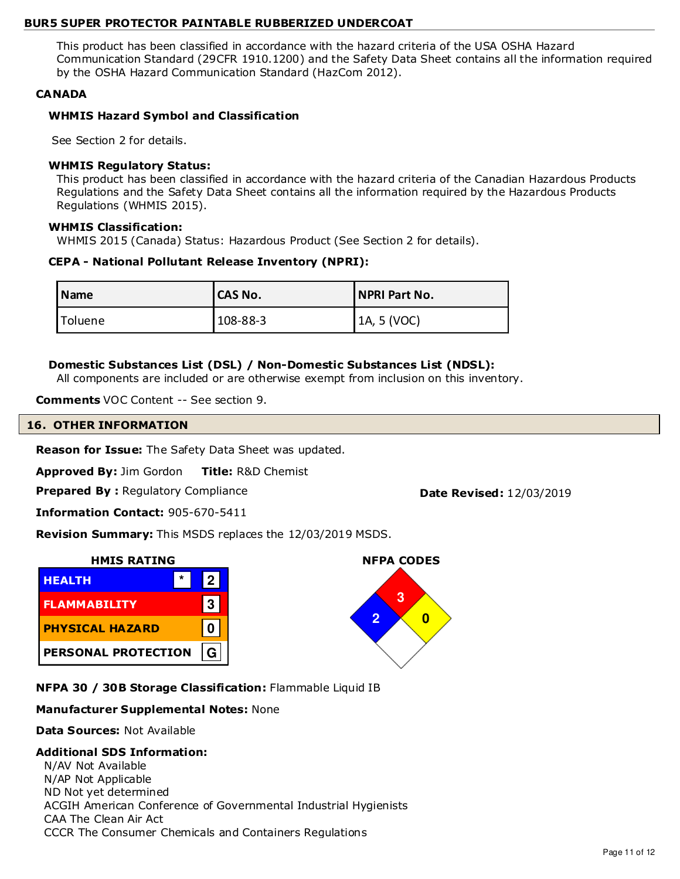This product has been classified in accordance with the hazard criteria of the USA OSHA Hazard Communication Standard (29CFR 1910.1200) and the Safety Data Sheet contains all the information required by the OSHA Hazard Communication Standard (HazCom 2012).

**CANADA**

**WHMIS Hazard Symbol and Classification**

See Section 2 for details.

**WHMIS Regulatory Status:**

This product has been classified in accordance with the hazard criteria of the Canadian Hazardous Products Regulations and the Safety Data Sheet contains all the information required by the Hazardous Products Regulations (WHMIS 2015).

**WHMIS Classification:**

WHMIS 2015 (Canada) Status: Hazardous Product (See Section 2 for details).

**CEPA - National Pollutant Release Inventory (NPRI):**

| Name | CAS No. | NPRI Part No. |
|---|---|---|
| Toluene | 108-88-3 | 1A, 5 (VOC) |

**Domestic Substances List (DSL) / Non-Domestic Substances List (NDSL):**

All components are included or are otherwise exempt from inclusion on this inventory.

**Comments** VOC Content -- See section 9.

## 16. OTHER INFORMATION

**Reason for Issue:** The Safety Data Sheet was updated.

**Approved By:** Jim Gordon **Title:** R&D Chemist

**Prepared By :** Regulatory Compliance

**Date Revised:** 12/03/2019

**Information Contact:** 905-670-5411

**Revision Summary:** This MSDS replaces the 12/03/2019 MSDS.

**HMIS RATING**

| | | |
|---|---|---|
| HEALTH | * | 2 |
| FLAMMABILITY | | 3 |
| PHYSICAL HAZARD | | 0 |
| PERSONAL PROTECTION | | G |

**NFPA CODES**

Health: 2, Flammability: 3, Instability: 0

**NFPA 30 / 30B Storage Classification:** Flammable Liquid IB

**Manufacturer Supplemental Notes:** None

**Data Sources:** Not Available

**Additional SDS Information:**

N/AV Not Available
N/AP Not Applicable
ND Not yet determined
ACGIH American Conference of Governmental Industrial Hygienists
CAA The Clean Air Act
CCCR The Consumer Chemicals and Containers Regulations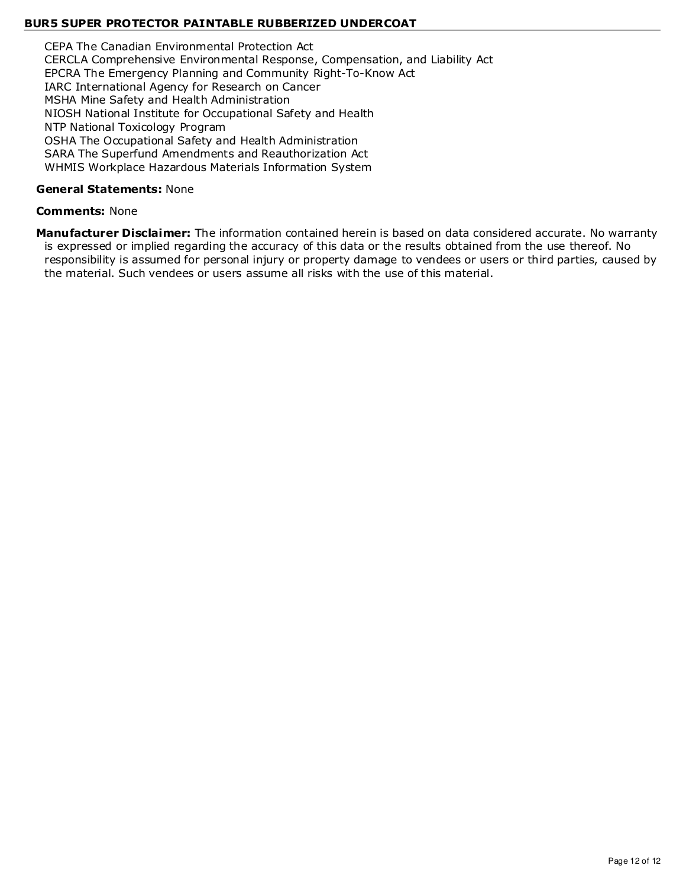CEPA The Canadian Environmental Protection Act
CERCLA Comprehensive Environmental Response, Compensation, and Liability Act
EPCRA The Emergency Planning and Community Right-To-Know Act
IARC International Agency for Research on Cancer
MSHA Mine Safety and Health Administration
NIOSH National Institute for Occupational Safety and Health
NTP National Toxicology Program
OSHA The Occupational Safety and Health Administration
SARA The Superfund Amendments and Reauthorization Act
WHMIS Workplace Hazardous Materials Information System

**General Statements:** None

**Comments:** None

**Manufacturer Disclaimer:** The information contained herein is based on data considered accurate. No warranty is expressed or implied regarding the accuracy of this data or the results obtained from the use thereof. No responsibility is assumed for personal injury or property damage to vendees or users or third parties, caused by the material. Such vendees or users assume all risks with the use of this material.